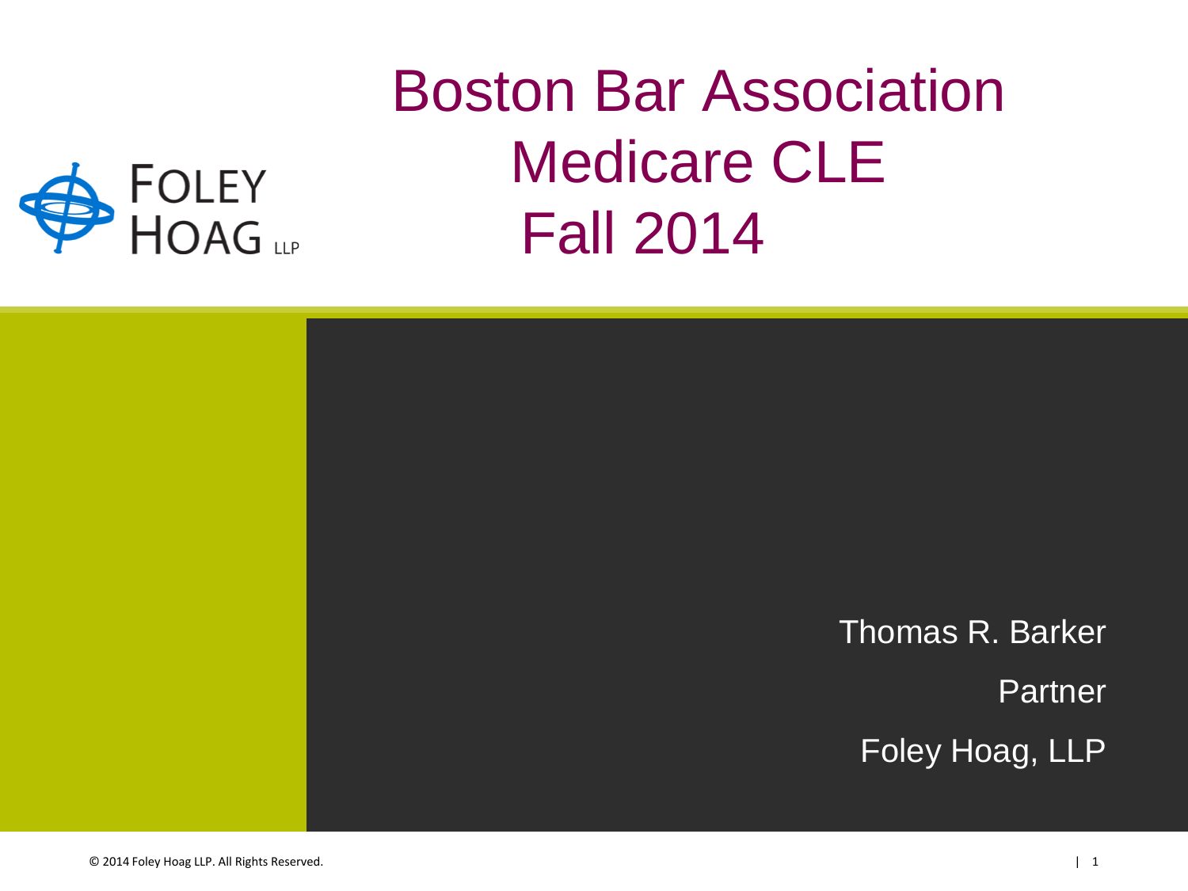# Boston Bar Association Medicare CLE Fall 2014

Thomas R. Barker

Partner

Foley Hoag, LLP

© 2014 Foley Hoag LLP. All Rights Reserved.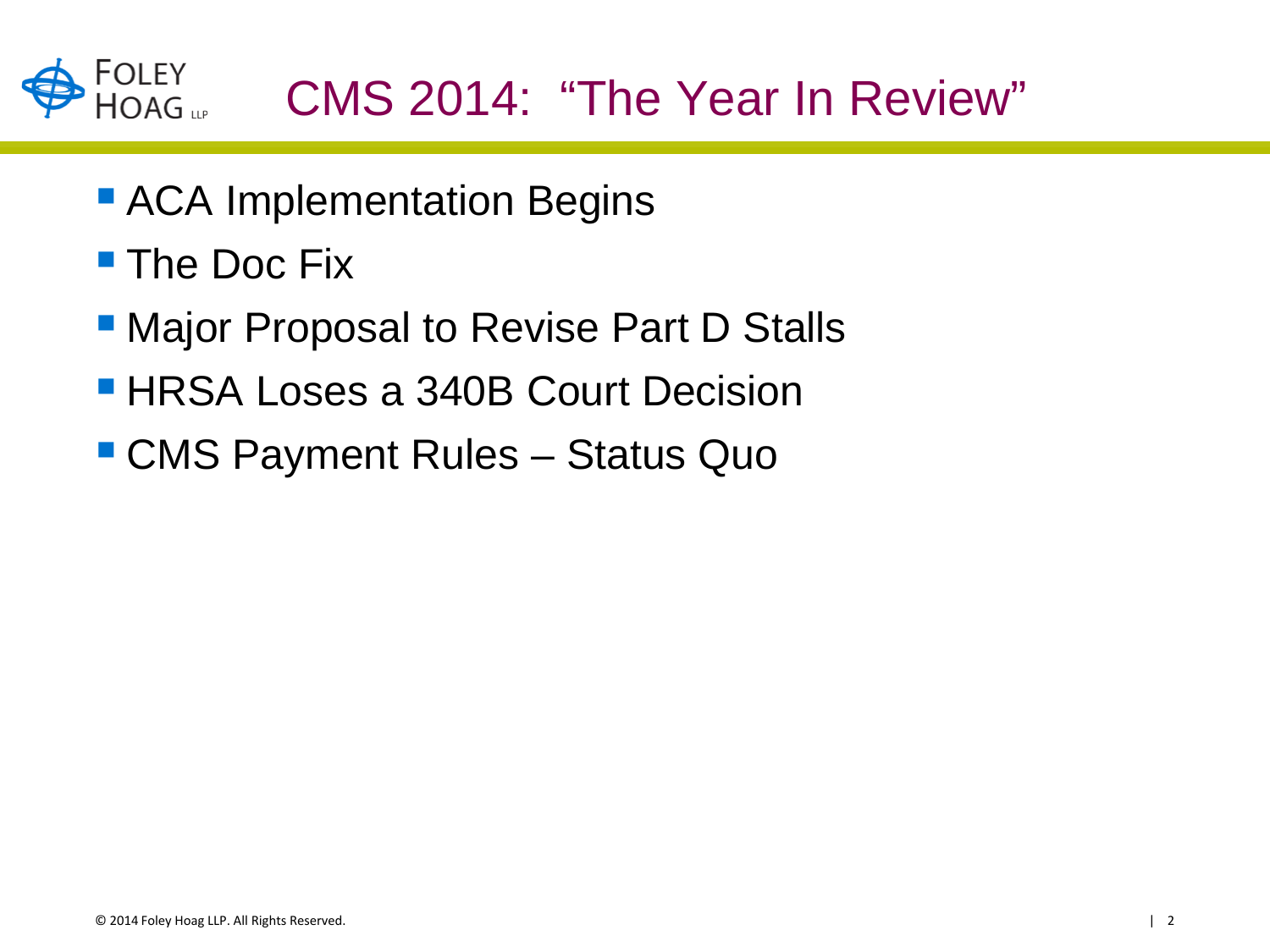# CMS 2014: "The Year In Review"

- ACA Implementation Begins
- The Doc Fix
- Major Proposal to Revise Part D Stalls
- HRSA Loses a 340B Court Decision
- CMS Payment Rules – Status Quo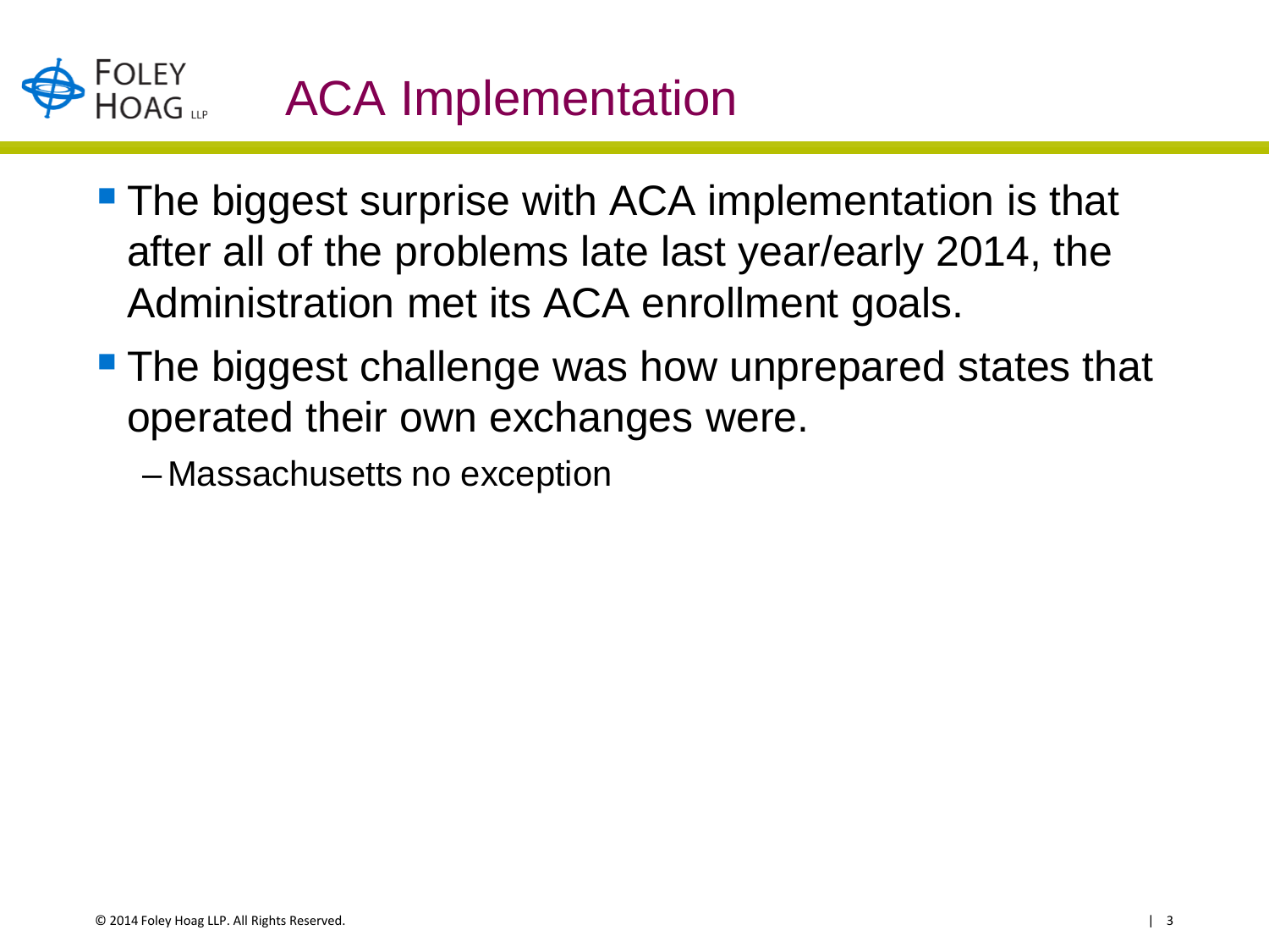# ACA Implementation

- The biggest surprise with ACA implementation is that after all of the problems late last year/early 2014, the Administration met its ACA enrollment goals.
- The biggest challenge was how unprepared states that operated their own exchanges were.
  - Massachusetts no exception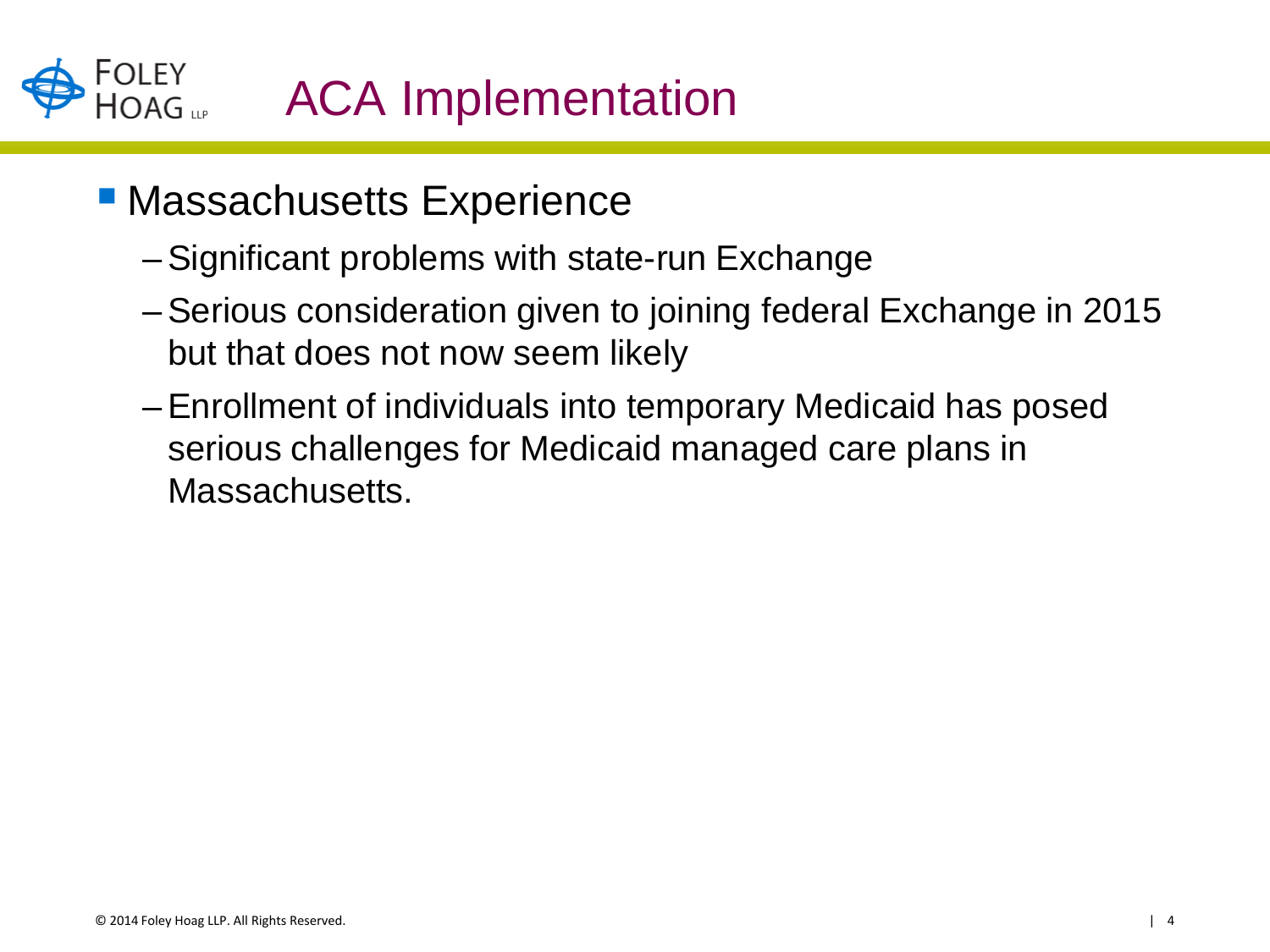# ACA Implementation

- Massachusetts Experience
  - Significant problems with state-run Exchange
  - Serious consideration given to joining federal Exchange in 2015 but that does not now seem likely
  - Enrollment of individuals into temporary Medicaid has posed serious challenges for Medicaid managed care plans in Massachusetts.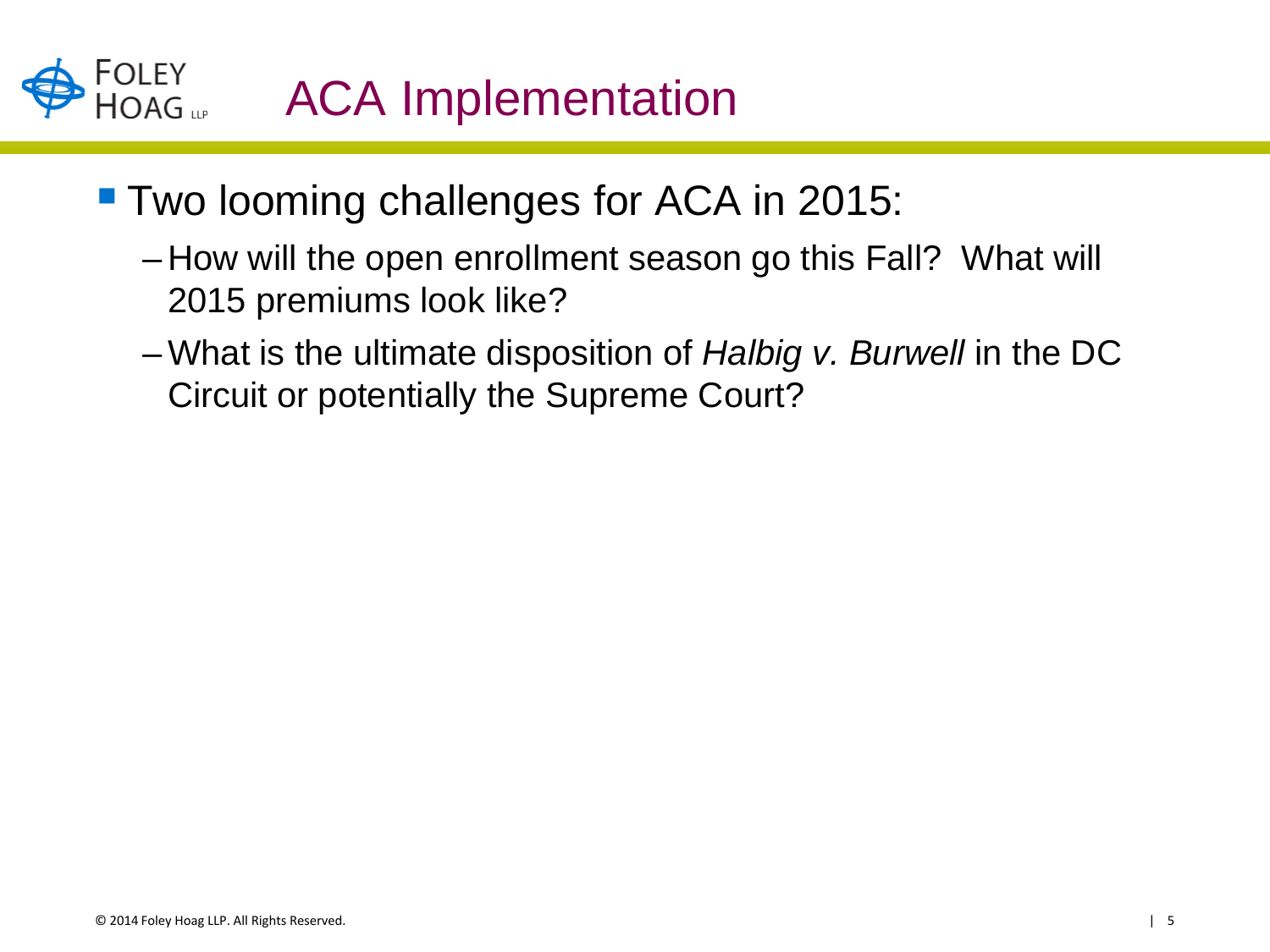# ACA Implementation

- Two looming challenges for ACA in 2015:
  - How will the open enrollment season go this Fall? What will 2015 premiums look like?
  - What is the ultimate disposition of *Halbig v. Burwell* in the DC Circuit or potentially the Supreme Court?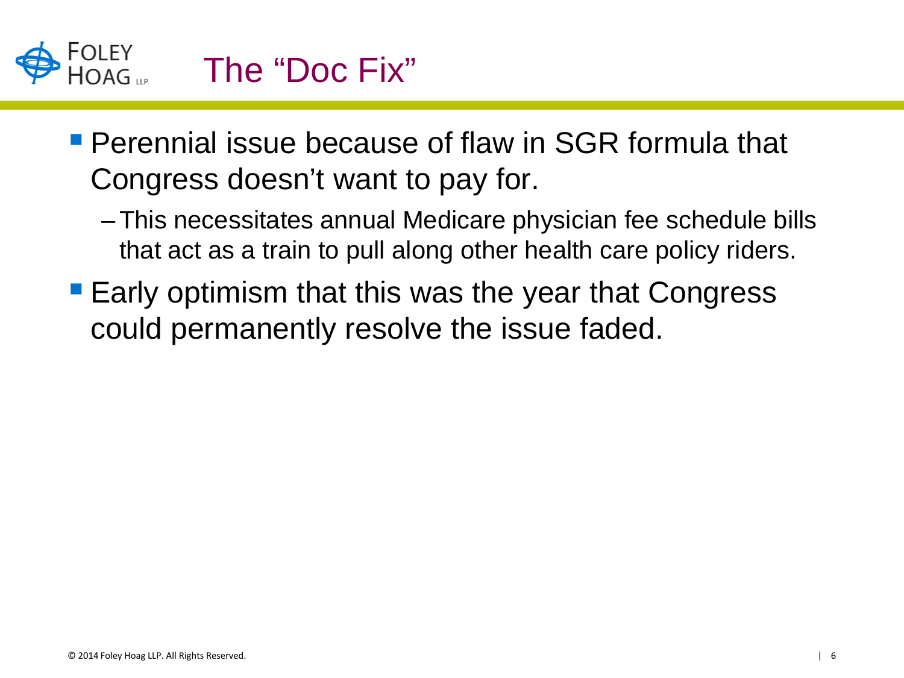# The "Doc Fix"

- Perennial issue because of flaw in SGR formula that Congress doesn't want to pay for.
  - This necessitates annual Medicare physician fee schedule bills that act as a train to pull along other health care policy riders.
- Early optimism that this was the year that Congress could permanently resolve the issue faded.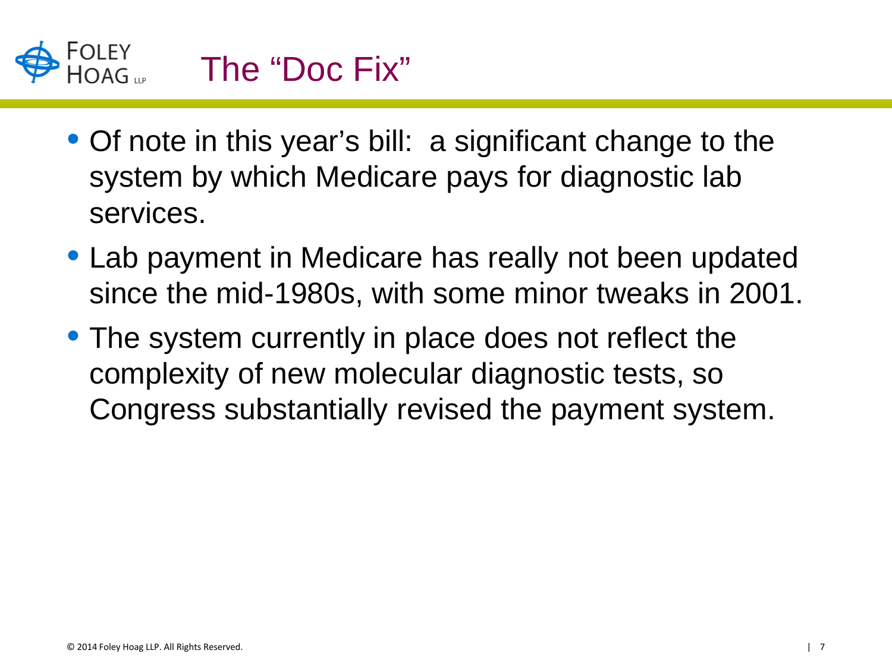# The "Doc Fix"

- Of note in this year's bill: a significant change to the system by which Medicare pays for diagnostic lab services.
- Lab payment in Medicare has really not been updated since the mid-1980s, with some minor tweaks in 2001.
- The system currently in place does not reflect the complexity of new molecular diagnostic tests, so Congress substantially revised the payment system.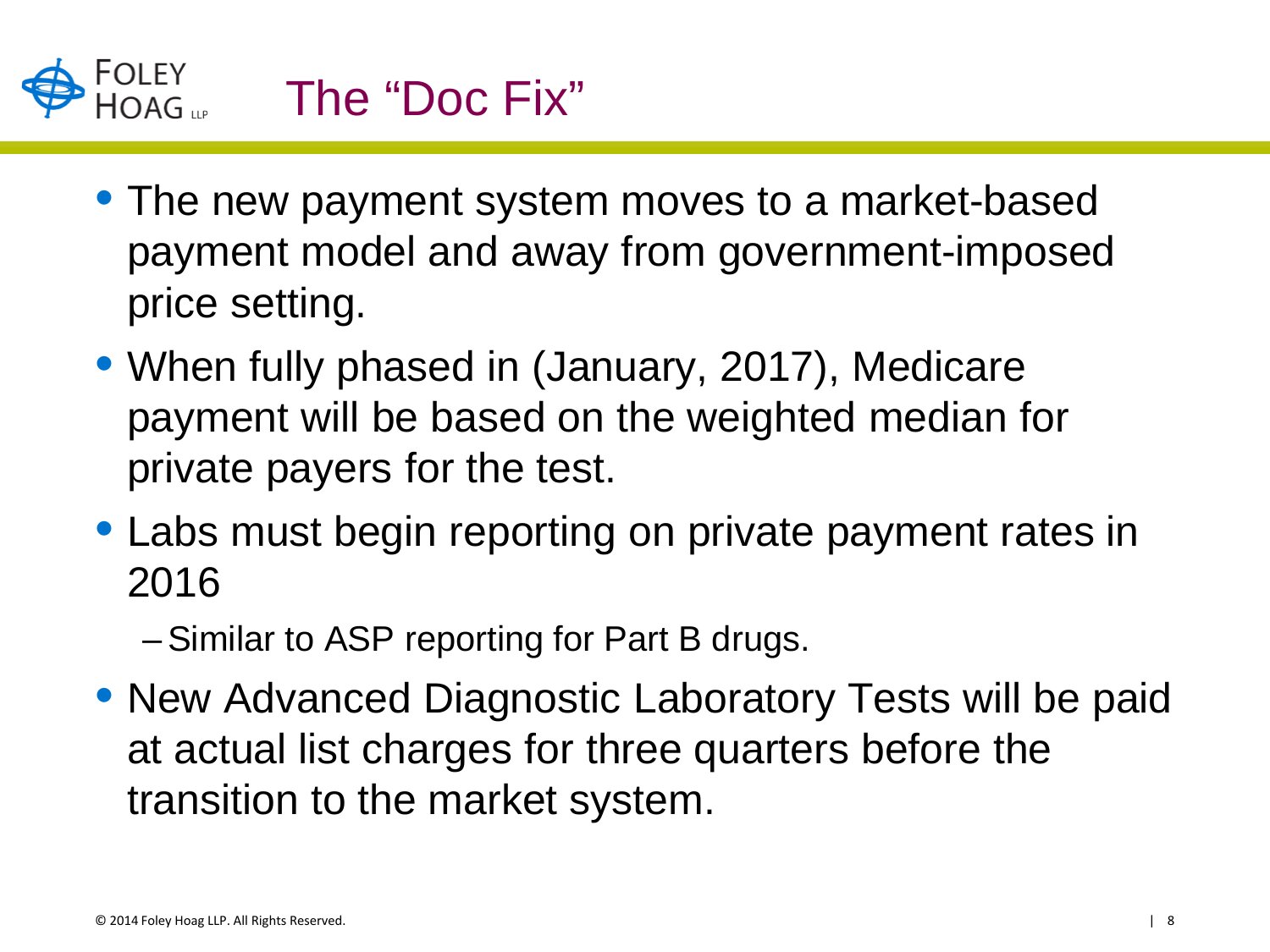# The "Doc Fix"

- The new payment system moves to a market-based payment model and away from government-imposed price setting.
- When fully phased in (January, 2017), Medicare payment will be based on the weighted median for private payers for the test.
- Labs must begin reporting on private payment rates in 2016
  - Similar to ASP reporting for Part B drugs.
- New Advanced Diagnostic Laboratory Tests will be paid at actual list charges for three quarters before the transition to the market system.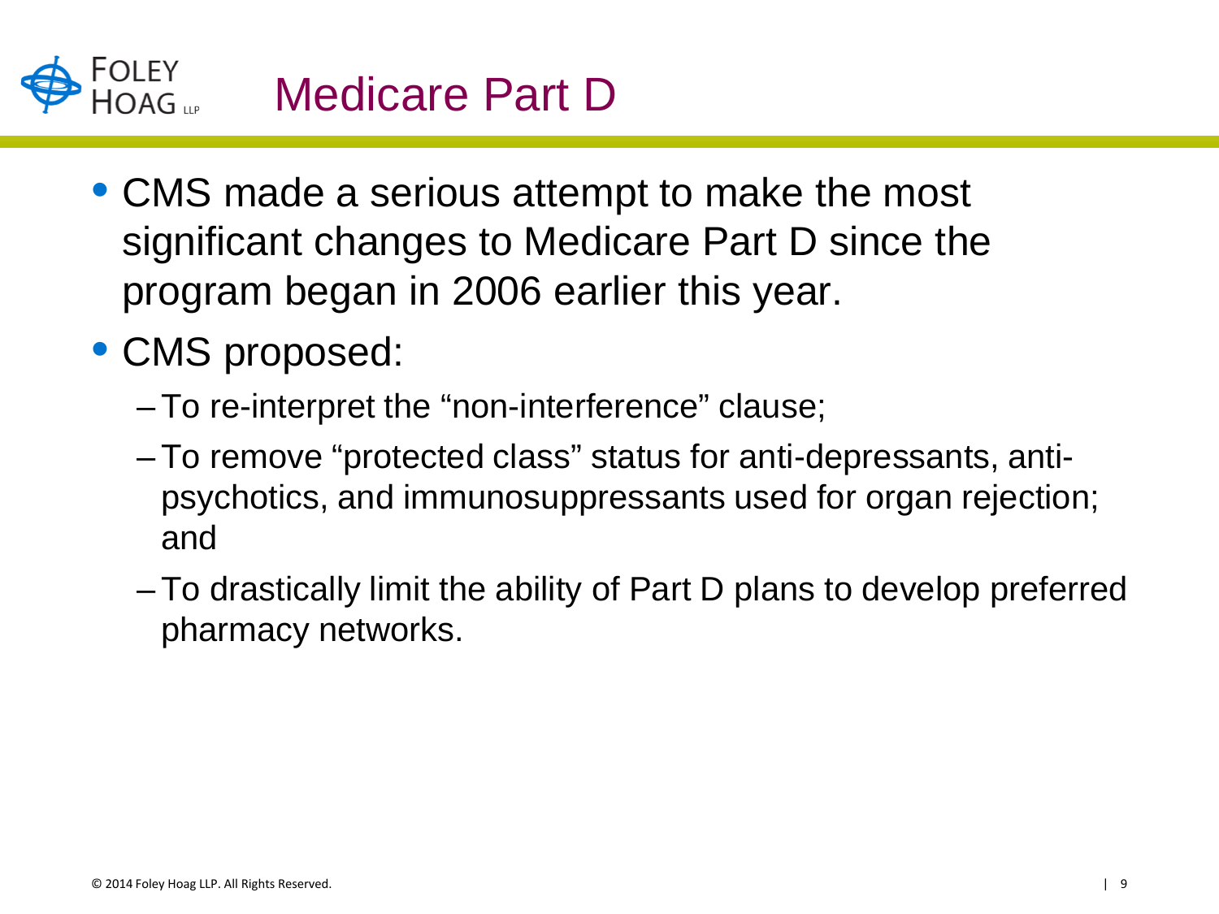# Medicare Part D

- CMS made a serious attempt to make the most significant changes to Medicare Part D since the program began in 2006 earlier this year.
- CMS proposed:
  - To re-interpret the "non-interference" clause;
  - To remove "protected class" status for anti-depressants, anti-psychotics, and immunosuppressants used for organ rejection; and
  - To drastically limit the ability of Part D plans to develop preferred pharmacy networks.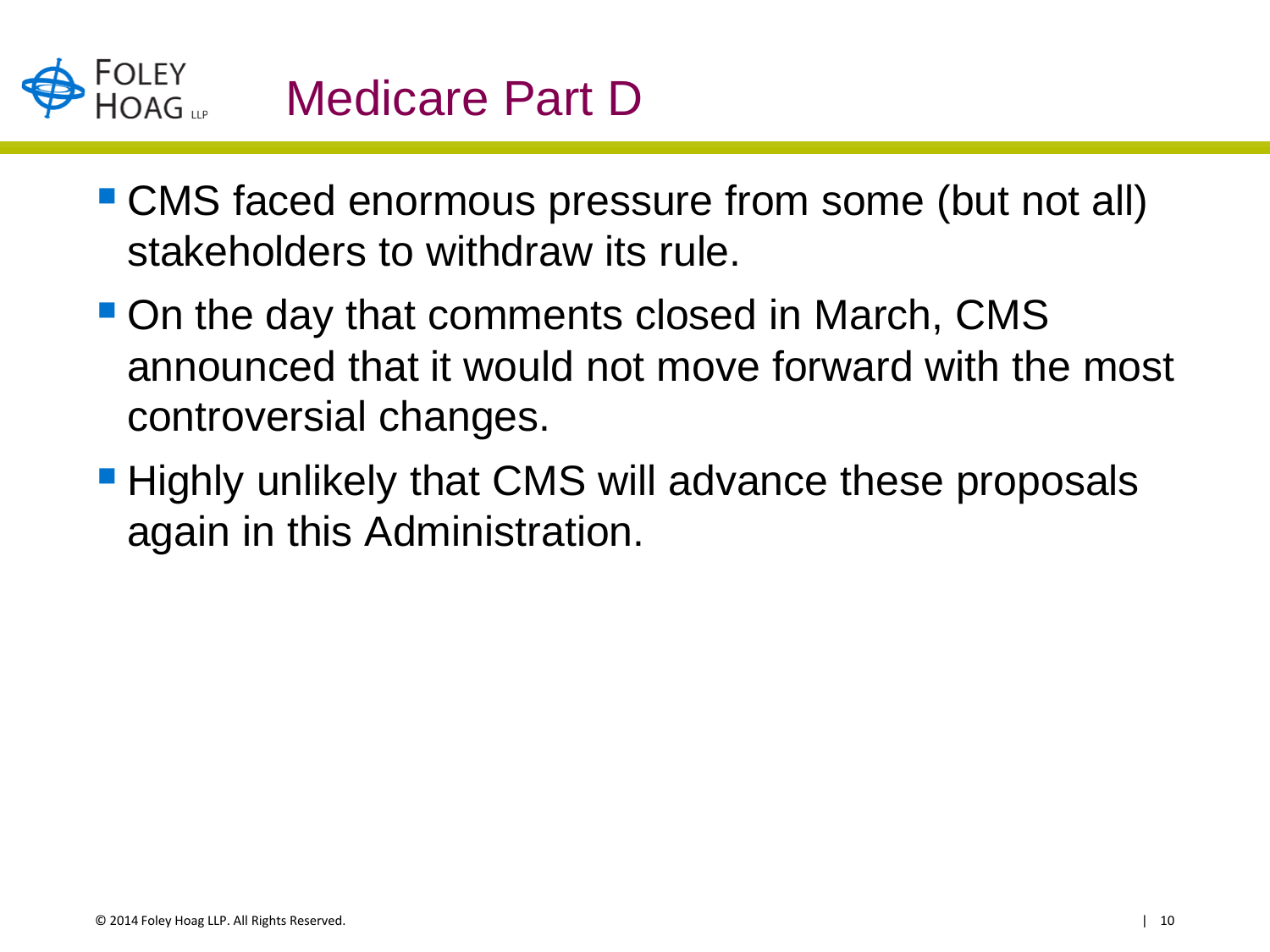# Medicare Part D

- CMS faced enormous pressure from some (but not all) stakeholders to withdraw its rule.
- On the day that comments closed in March, CMS announced that it would not move forward with the most controversial changes.
- Highly unlikely that CMS will advance these proposals again in this Administration.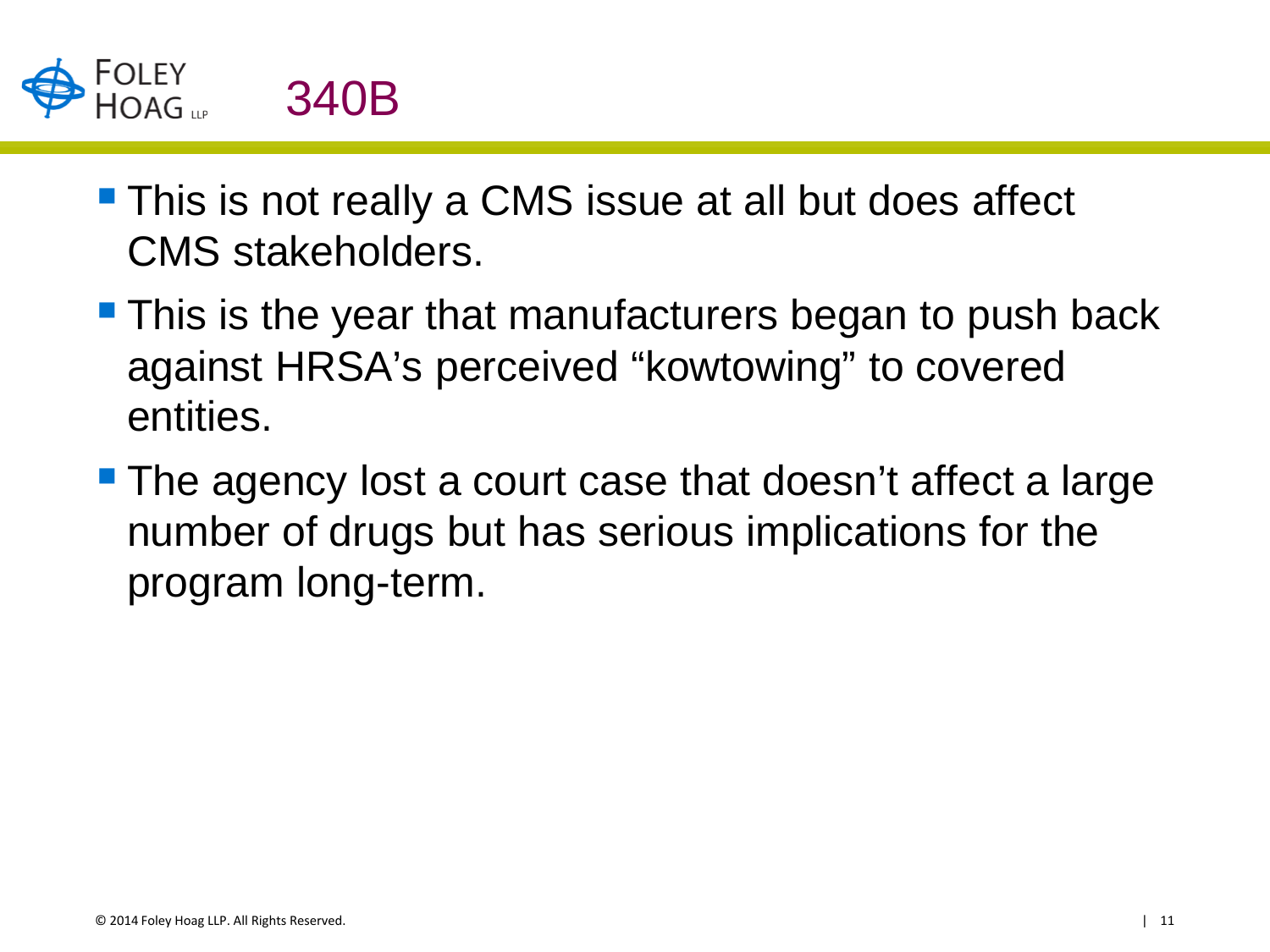# 340B

- This is not really a CMS issue at all but does affect CMS stakeholders.
- This is the year that manufacturers began to push back against HRSA's perceived "kowtowing" to covered entities.
- The agency lost a court case that doesn't affect a large number of drugs but has serious implications for the program long-term.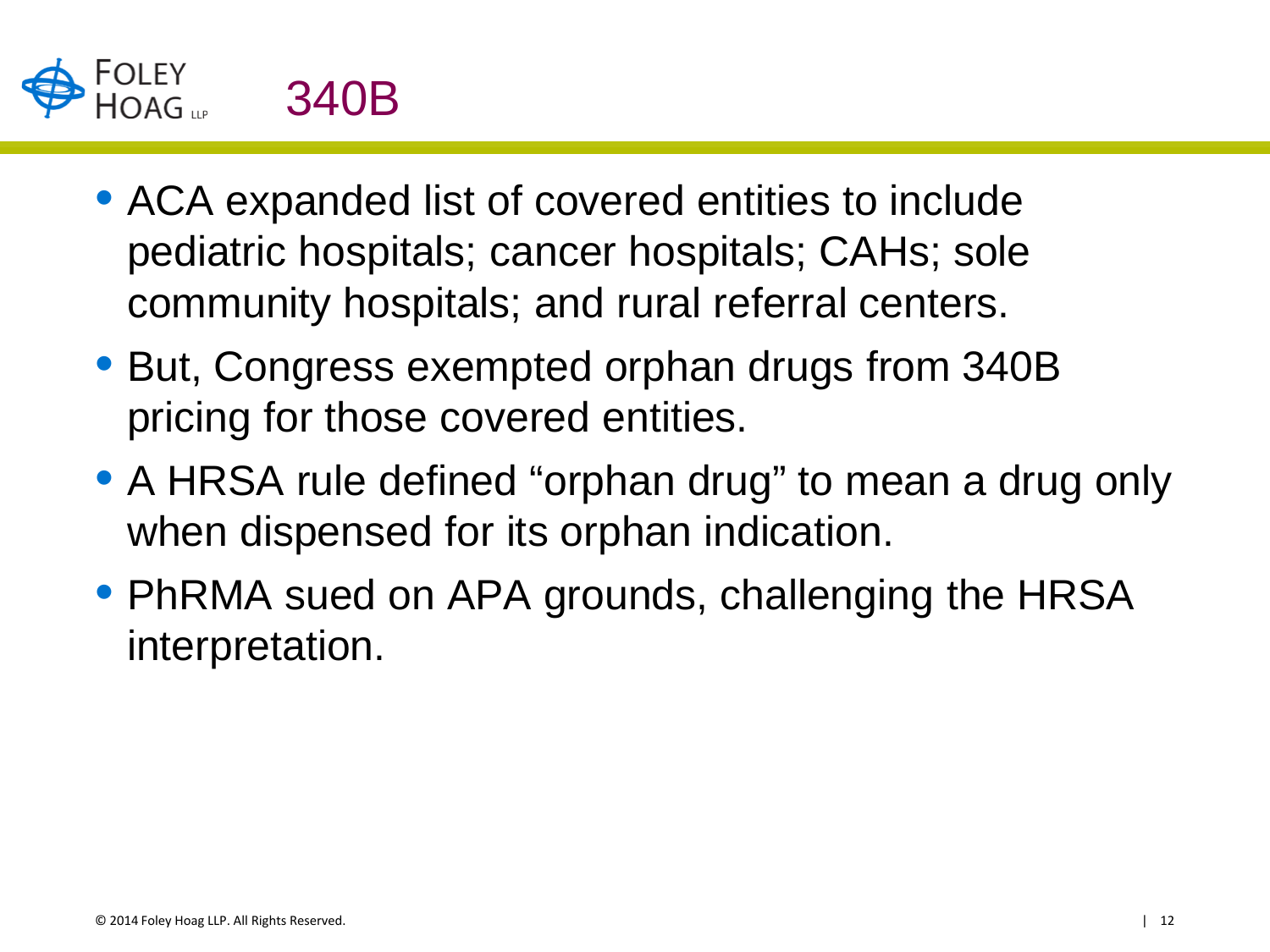# 340B

- ACA expanded list of covered entities to include pediatric hospitals; cancer hospitals; CAHs; sole community hospitals; and rural referral centers.
- But, Congress exempted orphan drugs from 340B pricing for those covered entities.
- A HRSA rule defined "orphan drug" to mean a drug only when dispensed for its orphan indication.
- PhRMA sued on APA grounds, challenging the HRSA interpretation.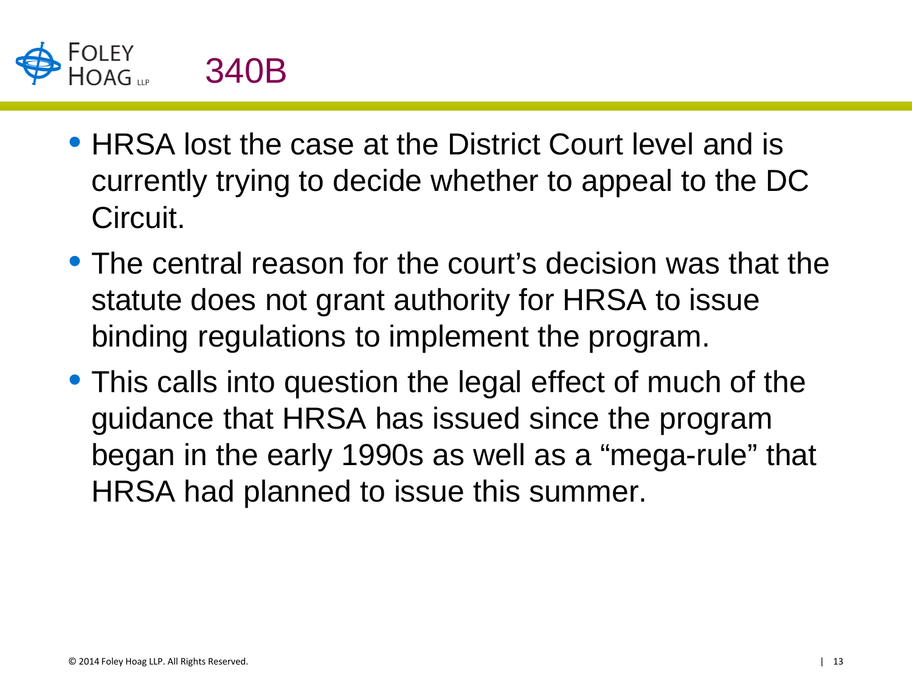# 340B

- HRSA lost the case at the District Court level and is currently trying to decide whether to appeal to the DC Circuit.
- The central reason for the court's decision was that the statute does not grant authority for HRSA to issue binding regulations to implement the program.
- This calls into question the legal effect of much of the guidance that HRSA has issued since the program began in the early 1990s as well as a "mega-rule" that HRSA had planned to issue this summer.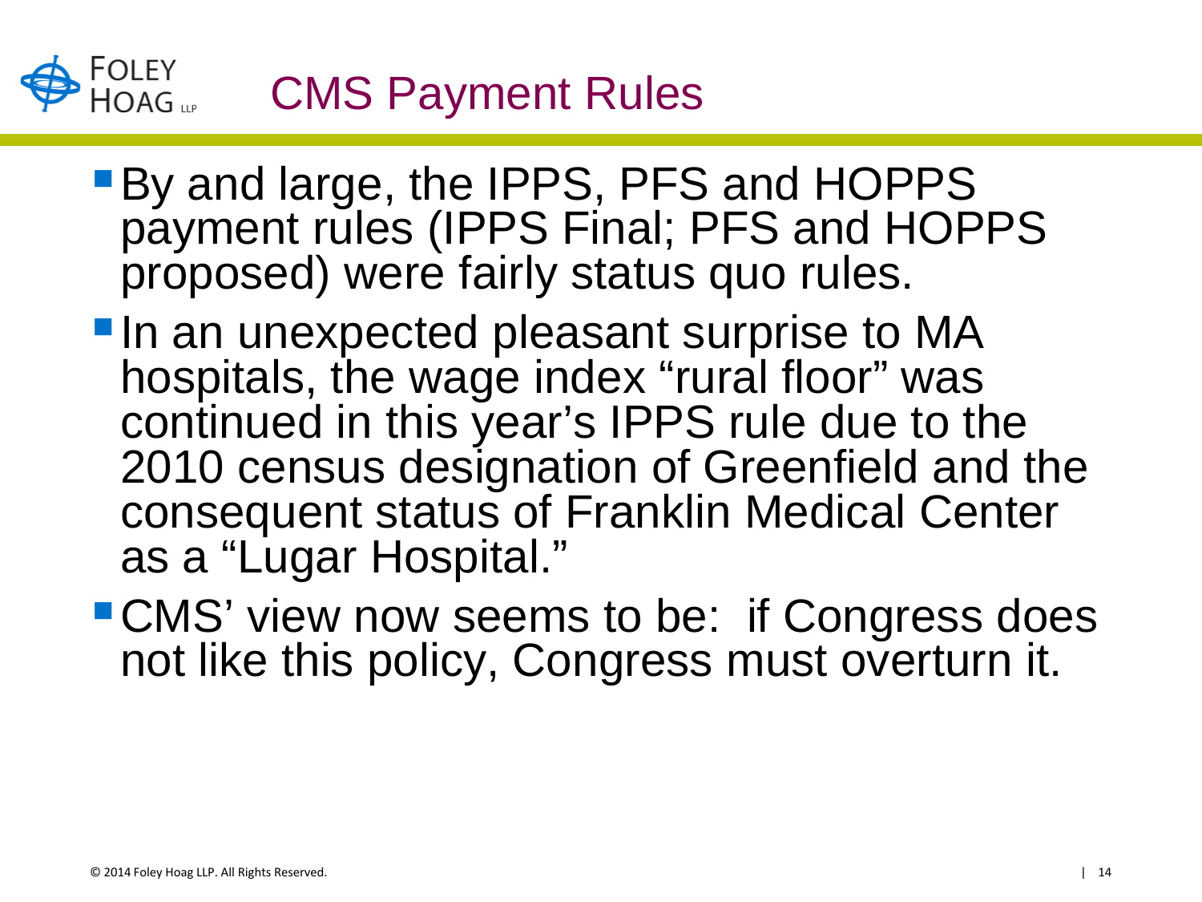# CMS Payment Rules

- By and large, the IPPS, PFS and HOPPS payment rules (IPPS Final; PFS and HOPPS proposed) were fairly status quo rules.
- In an unexpected pleasant surprise to MA hospitals, the wage index "rural floor" was continued in this year's IPPS rule due to the 2010 census designation of Greenfield and the consequent status of Franklin Medical Center as a "Lugar Hospital."
- CMS' view now seems to be: if Congress does not like this policy, Congress must overturn it.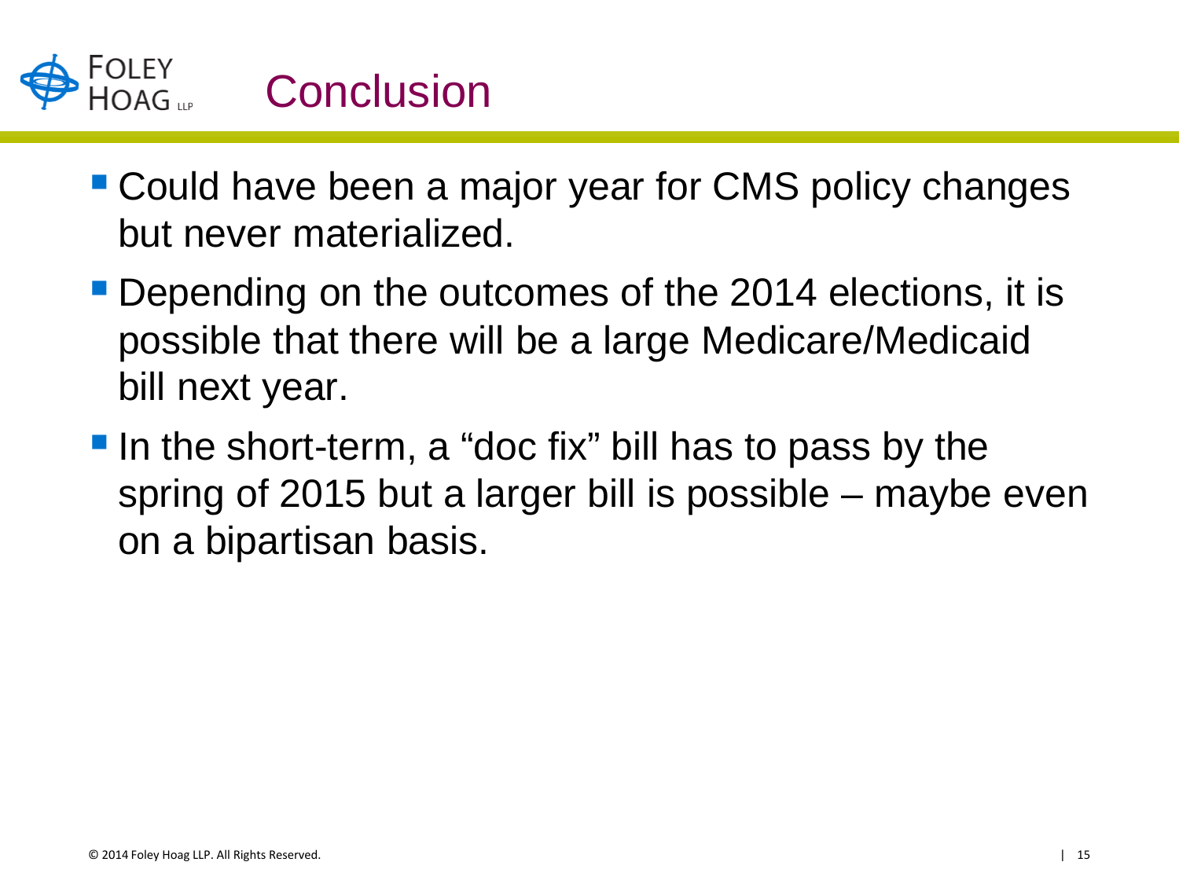# Conclusion

- Could have been a major year for CMS policy changes but never materialized.
- Depending on the outcomes of the 2014 elections, it is possible that there will be a large Medicare/Medicaid bill next year.
- In the short-term, a "doc fix" bill has to pass by the spring of 2015 but a larger bill is possible – maybe even on a bipartisan basis.